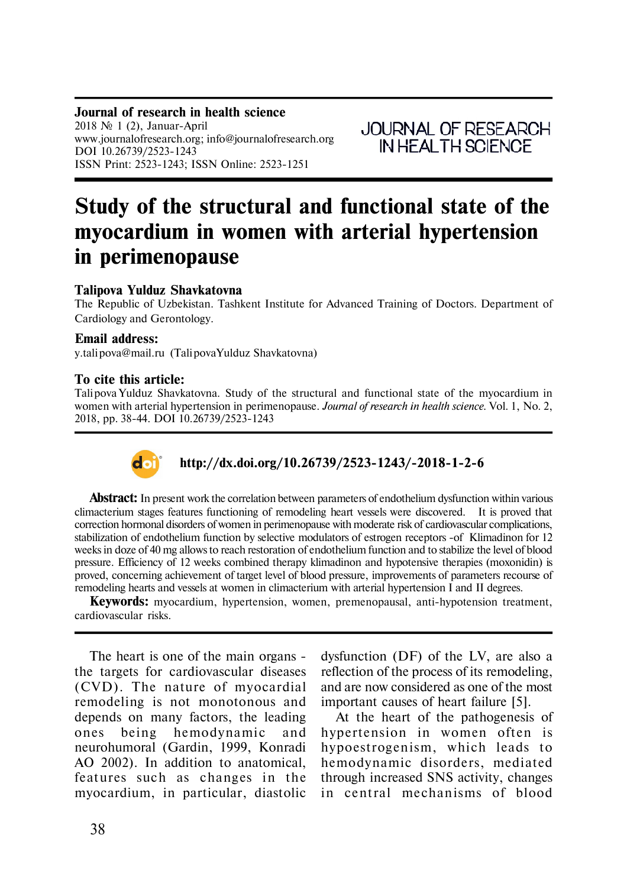**Journal of research in health science**
2018 № 1 (2), Januar-April
www.journalofresearch.org; info@journalofresearch.org
DOI 10.26739/2523-1243
ISSN Print: 2523-1243; ISSN Online: 2523-1251

JOURNAL OF RESEARCH IN HEALTH SCIENCE

# Study of the structural and functional state of the myocardium in women with arterial hypertension in perimenopause

**Talipova Yulduz Shavkatovna**
The Republic of Uzbekistan. Tashkent Institute for Advanced Training of Doctors. Department of Cardiology and Gerontology.

**Email address:**
y.talipova@mail.ru (TalipovaYulduz Shavkatovna)

**To cite this article:**
Talipova Yulduz Shavkatovna. Study of the structural and functional state of the myocardium in women with arterial hypertension in perimenopause. *Journal of research in health science.* Vol. 1, No. 2, 2018, pp. 38-44. DOI 10.26739/2523-1243

**http://dx.doi.org/10.26739/2523-1243/-2018-1-2-6**

**Abstract:** In present work the correlation between parameters of endothelium dysfunction within various climacterium stages features functioning of remodeling heart vessels were discovered. It is proved that correction hormonal disorders of women in perimenopause with moderate risk of cardiovascular complications, stabilization of endothelium function by selective modulators of estrogen receptors -of Klimadinon for 12 weeks in doze of 40 mg allows to reach restoration of endothelium function and to stabilize the level of blood pressure. Efficiency of 12 weeks combined therapy klimadinon and hypotensive therapies (moxonidin) is proved, concerning achievement of target level of blood pressure, improvements of parameters recourse of remodeling hearts and vessels at women in climacterium with arterial hypertension I and II degrees.

**Keywords:** myocardium, hypertension, women, premenopausal, anti-hypotension treatment, cardiovascular risks.

The heart is one of the main organs - the targets for cardiovascular diseases (CVD). The nature of myocardial remodeling is not monotonous and depends on many factors, the leading ones being hemodynamic and neurohumoral (Gardin, 1999, Konradi AO 2002). In addition to anatomical, features such as changes in the myocardium, in particular, diastolic dysfunction (DF) of the LV, are also a reflection of the process of its remodeling, and are now considered as one of the most important causes of heart failure [5].

At the heart of the pathogenesis of hypertension in women often is hypoestrogenism, which leads to hemodynamic disorders, mediated through increased SNS activity, changes in central mechanisms of blood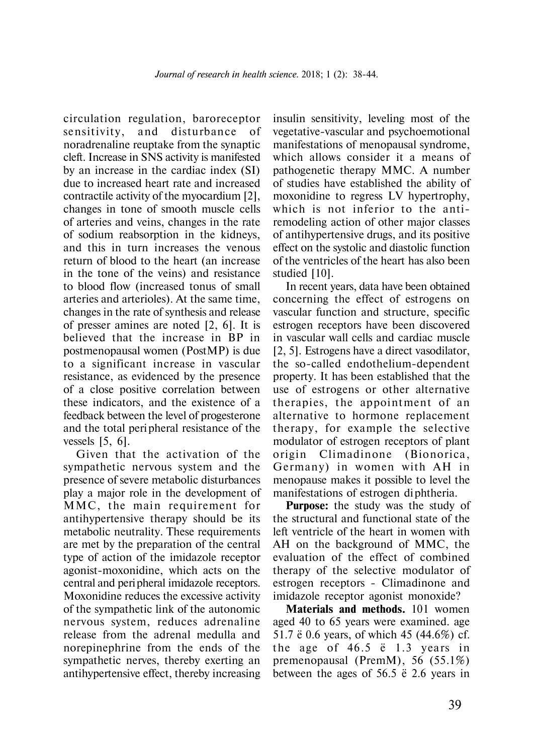circulation regulation, baroreceptor sensitivity, and disturbance of noradrenaline reuptake from the synaptic cleft. Increase in SNS activity is manifested by an increase in the cardiac index (SI) due to increased heart rate and increased contractile activity of the myocardium [2], changes in tone of smooth muscle cells of arteries and veins, changes in the rate of sodium reabsorption in the kidneys, and this in turn increases the venous return of blood to the heart (an increase in the tone of the veins) and resistance to blood flow (increased tonus of small arteries and arterioles). At the same time, changes in the rate of synthesis and release of presser amines are noted [2, 6]. It is believed that the increase in BP in postmenopausal women (PostMP) is due to a significant increase in vascular resistance, as evidenced by the presence of a close positive correlation between these indicators, and the existence of a feedback between the level of progesterone and the total peripheral resistance of the vessels [5, 6].

Given that the activation of the sympathetic nervous system and the presence of severe metabolic disturbances play a major role in the development of MMC, the main requirement for antihypertensive therapy should be its metabolic neutrality. These requirements are met by the preparation of the central type of action of the imidazole receptor agonist-moxonidine, which acts on the central and peripheral imidazole receptors. Moxonidine reduces the excessive activity of the sympathetic link of the autonomic nervous system, reduces adrenaline release from the adrenal medulla and norepinephrine from the ends of the sympathetic nerves, thereby exerting an antihypertensive effect, thereby increasing insulin sensitivity, leveling most of the vegetative-vascular and psychoemotional manifestations of menopausal syndrome, which allows consider it a means of pathogenetic therapy MMC. A number of studies have established the ability of moxonidine to regress LV hypertrophy, which is not inferior to the anti-remodeling action of other major classes of antihypertensive drugs, and its positive effect on the systolic and diastolic function of the ventricles of the heart has also been studied [10].

In recent years, data have been obtained concerning the effect of estrogens on vascular function and structure, specific estrogen receptors have been discovered in vascular wall cells and cardiac muscle [2, 5]. Estrogens have a direct vasodilator, the so-called endothelium-dependent property. It has been established that the use of estrogens or other alternative therapies, the appointment of an alternative to hormone replacement therapy, for example the selective modulator of estrogen receptors of plant origin Climadinone (Bionorica, Germany) in women with AH in menopause makes it possible to level the manifestations of estrogen diphtheria.

**Purpose:** the study was the study of the structural and functional state of the left ventricle of the heart in women with AH on the background of MMC, the evaluation of the effect of combined therapy of the selective modulator of estrogen receptors - Climadinone and imidazole receptor agonist monoxide?

**Materials and methods.** 101 women aged 40 to 65 years were examined. age 51.7 ё 0.6 years, of which 45 (44.6%) cf. the age of 46.5 ё 1.3 years in premenopausal (PremM), 56 (55.1%) between the ages of 56.5 ё 2.6 years in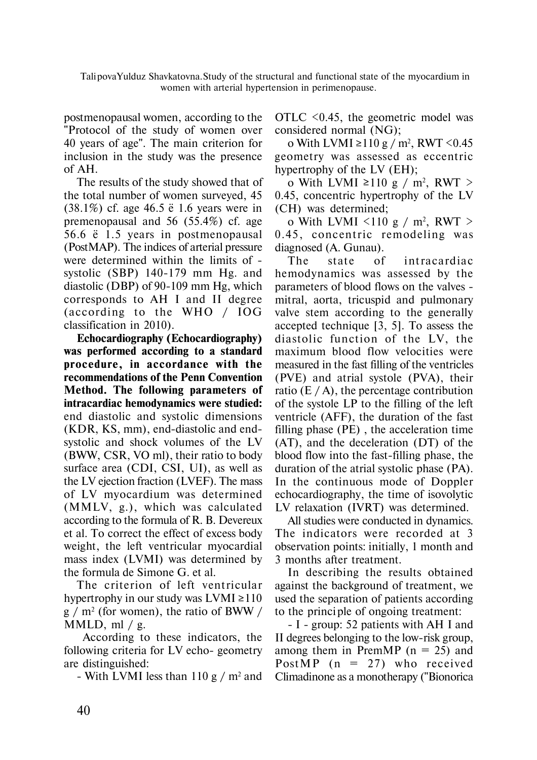postmenopausal women, according to the "Protocol of the study of women over 40 years of age". The main criterion for inclusion in the study was the presence of AH.

The results of the study showed that of the total number of women surveyed, 45 (38.1%) cf. age 46.5 ё 1.6 years were in premenopausal and 56 (55.4%) cf. age 56.6 ё 1.5 years in postmenopausal (PostMAP). The indices of arterial pressure were determined within the limits of - systolic (SBP) 140-179 mm Hg. and diastolic (DBP) of 90-109 mm Hg, which corresponds to AH I and II degree (according to the WHO / IOG classification in 2010).

**Echocardiography (Echocardiography) was performed according to a standard procedure, in accordance with the recommendations of the Penn Convention Method. The following parameters of intracardiac hemodynamics were studied:** end diastolic and systolic dimensions (KDR, KS, mm), end-diastolic and end-systolic and shock volumes of the LV (BWW, CSR, VO ml), their ratio to body surface area (CDI, CSI, UI), as well as the LV ejection fraction (LVEF). The mass of LV myocardium was determined (MMLV, g.), which was calculated according to the formula of R. B. Devereux et al. To correct the effect of excess body weight, the left ventricular myocardial mass index (LVMI) was determined by the formula de Simone G. et al.

The criterion of left ventricular hypertrophy in our study was LVMI ≥110 g / m$^2$ (for women), the ratio of BWW / MMLD, ml / g.

According to these indicators, the following criteria for LV echo- geometry are distinguished:

- With LVMI less than 110 g / m$^2$ and OTLC <0.45, the geometric model was considered normal (NG);

o With LVMI ≥110 g / m$^2$, RWT <0.45 geometry was assessed as eccentric hypertrophy of the LV (EH);

o With LVMI ≥110 g / m$^2$, RWT > 0.45, concentric hypertrophy of the LV (CH) was determined;

o With LVMI <110 g / m$^2$, RWT > 0.45, concentric remodeling was diagnosed (A. Gunau).

The state of intracardiac hemodynamics was assessed by the parameters of blood flows on the valves - mitral, aorta, tricuspid and pulmonary valve stem according to the generally accepted technique [3, 5]. To assess the diastolic function of the LV, the maximum blood flow velocities were measured in the fast filling of the ventricles (PVE) and atrial systole (PVA), their ratio (E / A), the percentage contribution of the systole LP to the filling of the left ventricle (AFF), the duration of the fast filling phase (PE) , the acceleration time (AT), and the deceleration (DT) of the blood flow into the fast-filling phase, the duration of the atrial systolic phase (PA). In the continuous mode of Doppler echocardiography, the time of isovolytic LV relaxation (IVRT) was determined.

All studies were conducted in dynamics. The indicators were recorded at 3 observation points: initially, 1 month and 3 months after treatment.

In describing the results obtained against the background of treatment, we used the separation of patients according to the principle of ongoing treatment:

- I - group: 52 patients with AH I and II degrees belonging to the low-risk group, among them in PremMP (n = 25) and PostMP (n = 27) who received Climadinone as a monotherapy ("Bionorica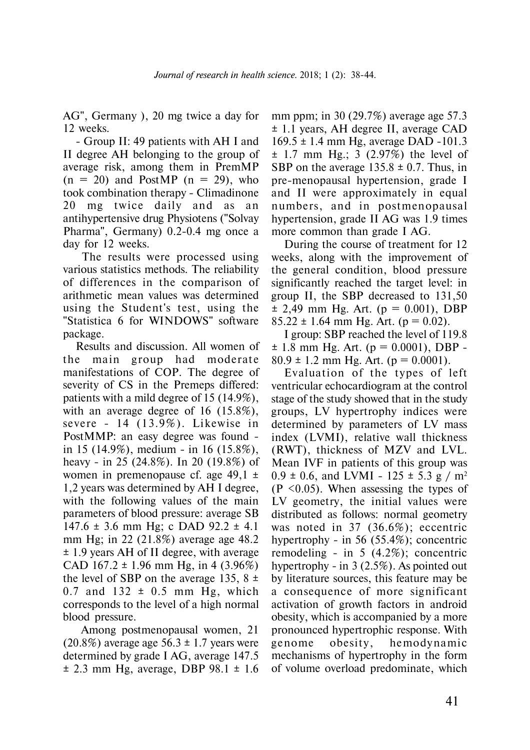AG", Germany ), 20 mg twice a day for 12 weeks.

- Group II: 49 patients with AH I and II degree AH belonging to the group of average risk, among them in PremMP ($n = 20$) and PostMP ($n = 29$), who took combination therapy - Climadinone 20 mg twice daily and as an antihypertensive drug Physiotens ("Solvay Pharma", Germany) 0.2-0.4 mg once a day for 12 weeks.

The results were processed using various statistics methods. The reliability of differences in the comparison of arithmetic mean values was determined using the Student's test, using the "Statistica 6 for WINDOWS" software package.

Results and discussion. All women of the main group had moderate manifestations of COP. The degree of severity of CS in the Premeps differed: patients with a mild degree of 15 (14.9%), with an average degree of 16 (15.8%), severe - 14 (13.9%). Likewise in PostMMP: an easy degree was found - in 15 (14.9%), medium - in 16 (15.8%), heavy - in 25 (24.8%). In 20 (19.8%) of women in premenopause cf. age 49,1 ± 1,2 years was determined by AH I degree, with the following values of the main parameters of blood pressure: average SB 147.6 ± 3.6 mm Hg; c DAD 92.2 ± 4.1 mm Hg; in 22 (21.8%) average age 48.2 ± 1.9 years AH of II degree, with average CAD 167.2 ± 1.96 mm Hg, in 4 (3.96%) the level of SBP on the average 135, 8 ± 0.7 and 132 ± 0.5 mm Hg, which corresponds to the level of a high normal blood pressure.

Among postmenopausal women, 21 (20.8%) average age 56.3 ± 1.7 years were determined by grade I AG, average 147.5 ± 2.3 mm Hg, average, DBP 98.1 ± 1.6 mm ppm; in 30 (29.7%) average age 57.3 ± 1.1 years, AH degree II, average CAD 169.5 ± 1.4 mm Hg, average DAD -101.3 ± 1.7 mm Hg.; 3 (2.97%) the level of SBP on the average 135.8 ± 0.7. Thus, in pre-menopausal hypertension, grade I and II were approximately in equal numbers, and in postmenopausal hypertension, grade II AG was 1.9 times more common than grade I AG.

During the course of treatment for 12 weeks, along with the improvement of the general condition, blood pressure significantly reached the target level: in group II, the SBP decreased to 131,50 ± 2,49 mm Hg. Art. ($p = 0.001$), DBP 85.22 ± 1.64 mm Hg. Art. ($p = 0.02$).

I group: SBP reached the level of 119.8 ± 1.8 mm Hg. Art. ($p = 0.0001$), DBP - 80.9 ± 1.2 mm Hg. Art. ($p = 0.0001$).

Evaluation of the types of left ventricular echocardiogram at the control stage of the study showed that in the study groups, LV hypertrophy indices were determined by parameters of LV mass index (LVMI), relative wall thickness (RWT), thickness of MZV and LVL. Mean IVF in patients of this group was 0.9 ± 0.6, and LVMI - 125 ± 5.3 g / m$^2$ ($P < 0.05$). When assessing the types of LV geometry, the initial values were distributed as follows: normal geometry was noted in 37 (36.6%); eccentric hypertrophy - in 56 (55.4%); concentric remodeling - in 5 (4.2%); concentric hypertrophy - in 3 (2.5%). As pointed out by literature sources, this feature may be a consequence of more significant activation of growth factors in android obesity, which is accompanied by a more pronounced hypertrophic response. With genome obesity, hemodynamic mechanisms of hypertrophy in the form of volume overload predominate, which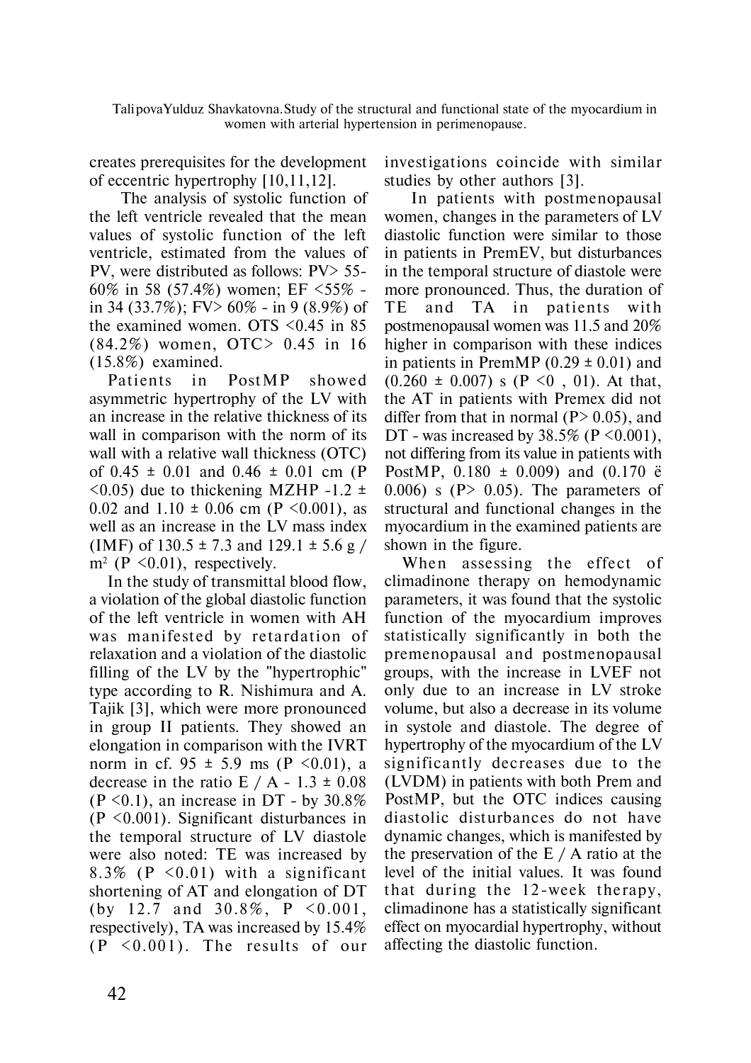creates prerequisites for the development of eccentric hypertrophy [10,11,12].

The analysis of systolic function of the left ventricle revealed that the mean values of systolic function of the left ventricle, estimated from the values of PV, were distributed as follows: PV> 55-60% in 58 (57.4%) women; EF <55% - in 34 (33.7%); FV> 60% - in 9 (8.9%) of the examined women. OTS <0.45 in 85 (84.2%) women, OTC> 0.45 in 16 (15.8%) examined.

Patients in PostMP showed asymmetric hypertrophy of the LV with an increase in the relative thickness of its wall in comparison with the norm of its wall with a relative wall thickness (OTC) of 0.45 ± 0.01 and 0.46 ± 0.01 cm (P <0.05) due to thickening MZHP -1.2 ± 0.02 and 1.10 ± 0.06 cm (P <0.001), as well as an increase in the LV mass index (IMF) of 130.5 ± 7.3 and 129.1 ± 5.6 g / $m^2$ (P <0.01), respectively.

In the study of transmittal blood flow, a violation of the global diastolic function of the left ventricle in women with AH was manifested by retardation of relaxation and a violation of the diastolic filling of the LV by the "hypertrophic" type according to R. Nishimura and A. Tajik [3], which were more pronounced in group II patients. They showed an elongation in comparison with the IVRT norm in cf. 95 ± 5.9 ms (P <0.01), a decrease in the ratio E / A - 1.3 ± 0.08 (P <0.1), an increase in DT - by 30.8% (P <0.001). Significant disturbances in the temporal structure of LV diastole were also noted: TE was increased by 8.3% (P <0.01) with a significant shortening of AT and elongation of DT (by 12.7 and 30.8%, P <0.001, respectively), TA was increased by 15.4% (P <0.001). The results of our investigations coincide with similar studies by other authors [3].

In patients with postmenopausal women, changes in the parameters of LV diastolic function were similar to those in patients in PremEV, but disturbances in the temporal structure of diastole were more pronounced. Thus, the duration of TE and TA in patients with postmenopausal women was 11.5 and 20% higher in comparison with these indices in patients in PremMP (0.29 ± 0.01) and (0.260 ± 0.007) s (P <0 , 01). At that, the AT in patients with Premex did not differ from that in normal (P> 0.05), and DT - was increased by 38.5% (P <0.001), not differing from its value in patients with PostMP, 0.180 ± 0.009) and (0.170 ё 0.006) s (P> 0.05). The parameters of structural and functional changes in the myocardium in the examined patients are shown in the figure.

When assessing the effect of climadinone therapy on hemodynamic parameters, it was found that the systolic function of the myocardium improves statistically significantly in both the premenopausal and postmenopausal groups, with the increase in LVEF not only due to an increase in LV stroke volume, but also a decrease in its volume in systole and diastole. The degree of hypertrophy of the myocardium of the LV significantly decreases due to the (LVDM) in patients with both Prem and PostMP, but the OTC indices causing diastolic disturbances do not have dynamic changes, which is manifested by the preservation of the E / A ratio at the level of the initial values. It was found that during the 12-week therapy, climadinone has a statistically significant effect on myocardial hypertrophy, without affecting the diastolic function.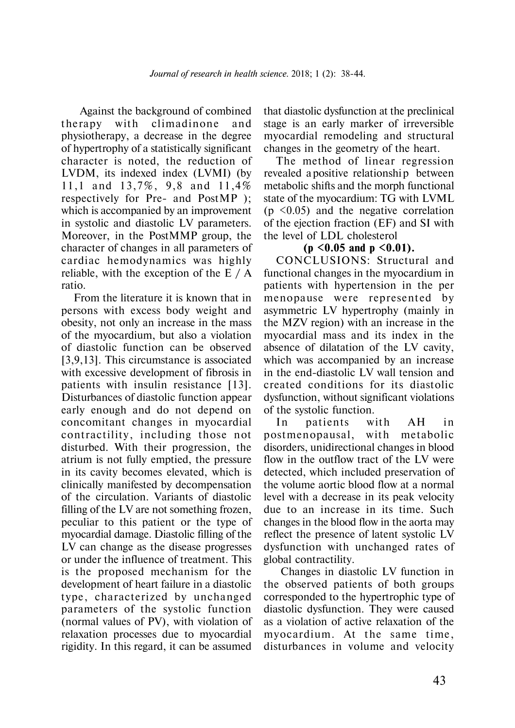Against the background of combined therapy with climadinone and physiotherapy, a decrease in the degree of hypertrophy of a statistically significant character is noted, the reduction of LVDM, its indexed index (LVMI) (by 11,1 and 13,7%, 9,8 and 11,4% respectively for Pre- and PostMP ); which is accompanied by an improvement in systolic and diastolic LV parameters. Moreover, in the PostMMP group, the character of changes in all parameters of cardiac hemodynamics was highly reliable, with the exception of the E / A ratio.

From the literature it is known that in persons with excess body weight and obesity, not only an increase in the mass of the myocardium, but also a violation of diastolic function can be observed [3,9,13]. This circumstance is associated with excessive development of fibrosis in patients with insulin resistance [13]. Disturbances of diastolic function appear early enough and do not depend on concomitant changes in myocardial contractility, including those not disturbed. With their progression, the atrium is not fully emptied, the pressure in its cavity becomes elevated, which is clinically manifested by decompensation of the circulation. Variants of diastolic filling of the LV are not something frozen, peculiar to this patient or the type of myocardial damage. Diastolic filling of the LV can change as the disease progresses or under the influence of treatment. This is the proposed mechanism for the development of heart failure in a diastolic type, characterized by unchanged parameters of the systolic function (normal values of PV), with violation of relaxation processes due to myocardial rigidity. In this regard, it can be assumed that diastolic dysfunction at the preclinical stage is an early marker of irreversible myocardial remodeling and structural changes in the geometry of the heart.

The method of linear regression revealed a positive relationship between metabolic shifts and the morph functional state of the myocardium: TG with LVML ($p < 0.05$) and the negative correlation of the ejection fraction (EF) and SI with the level of LDL cholesterol **($p < 0.05$ and $p < 0.01$).**

CONCLUSIONS: Structural and functional changes in the myocardium in patients with hypertension in the per menopause were represented by asymmetric LV hypertrophy (mainly in the MZV region) with an increase in the myocardial mass and its index in the absence of dilatation of the LV cavity, which was accompanied by an increase in the end-diastolic LV wall tension and created conditions for its diastolic dysfunction, without significant violations of the systolic function.

In patients with AH in postmenopausal, with metabolic disorders, unidirectional changes in blood flow in the outflow tract of the LV were detected, which included preservation of the volume aortic blood flow at a normal level with a decrease in its peak velocity due to an increase in its time. Such changes in the blood flow in the aorta may reflect the presence of latent systolic LV dysfunction with unchanged rates of global contractility.

Changes in diastolic LV function in the observed patients of both groups corresponded to the hypertrophic type of diastolic dysfunction. They were caused as a violation of active relaxation of the myocardium. At the same time, disturbances in volume and velocity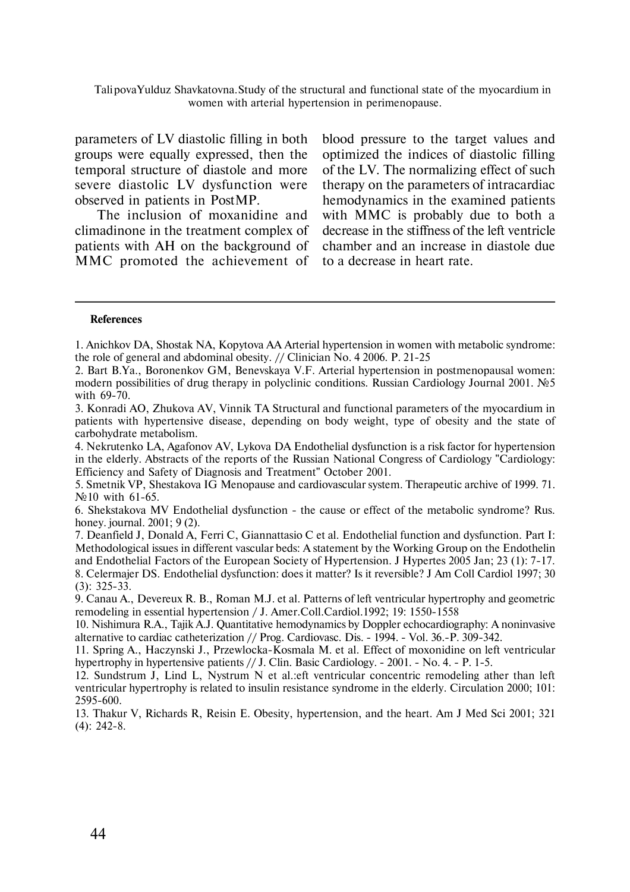parameters of LV diastolic filling in both groups were equally expressed, then the temporal structure of diastole and more severe diastolic LV dysfunction were observed in patients in PostMP.

The inclusion of moxanidine and climadinone in the treatment complex of patients with AH on the background of MMC promoted the achievement of blood pressure to the target values and optimized the indices of diastolic filling of the LV. The normalizing effect of such therapy on the parameters of intracardiac hemodynamics in the examined patients with MMC is probably due to both a decrease in the stiffness of the left ventricle chamber and an increase in diastole due to a decrease in heart rate.

---

**References**

1. Anichkov DA, Shostak NA, Kopytova AA Arterial hypertension in women with metabolic syndrome: the role of general and abdominal obesity. // Clinician No. 4 2006. P. 21-25
2. Bart B.Ya., Boronenkov GM, Benevskaya V.F. Arterial hypertension in postmenopausal women: modern possibilities of drug therapy in polyclinic conditions. Russian Cardiology Journal 2001. №5 with 69-70.
3. Konradi AO, Zhukova AV, Vinnik TA Structural and functional parameters of the myocardium in patients with hypertensive disease, depending on body weight, type of obesity and the state of carbohydrate metabolism.
4. Nekrutenko LA, Agafonov AV, Lykova DA Endothelial dysfunction is a risk factor for hypertension in the elderly. Abstracts of the reports of the Russian National Congress of Cardiology "Cardiology: Efficiency and Safety of Diagnosis and Treatment" October 2001.
5. Smetnik VP, Shestakova IG Menopause and cardiovascular system. Therapeutic archive of 1999. 71. №10 with 61-65.
6. Shekstakova MV Endothelial dysfunction - the cause or effect of the metabolic syndrome? Rus. honey. journal. 2001; 9 (2).
7. Deanfield J, Donald A, Ferri C, Giannattasio C et al. Endothelial function and dysfunction. Part I: Methodological issues in different vascular beds: A statement by the Working Group on the Endothelin and Endothelial Factors of the European Society of Hypertension. J Hypertes 2005 Jan; 23 (1): 7-17.
8. Celermajer DS. Endothelial dysfunction: does it matter? Is it reversible? J Am Coll Cardiol 1997; 30 (3): 325-33.
9. Canau A., Devereux R. B., Roman M.J. et al. Patterns of left ventricular hypertrophy and geometric remodeling in essential hypertension / J. Amer.Coll.Cardiol.1992; 19: 1550-1558
10. Nishimura R.A., Tajik A.J. Quantitative hemodynamics by Doppler echocardiography: A noninvasive alternative to cardiac catheterization // Prog. Cardiovasc. Dis. - 1994. - Vol. 36.-P. 309-342.
11. Spring A., Haczynski J., Przewlocka-Kosmala M. et al. Effect of moxonidine on left ventricular hypertrophy in hypertensive patients // J. Clin. Basic Cardiology. - 2001. - No. 4. - P. 1-5.
12. Sundstrum J, Lind L, Nystrum N et al.:eft ventricular concentric remodeling ather than left ventricular hypertrophy is related to insulin resistance syndrome in the elderly. Circulation 2000; 101: 2595-600.
13. Thakur V, Richards R, Reisin E. Obesity, hypertension, and the heart. Am J Med Sci 2001; 321 (4): 242-8.